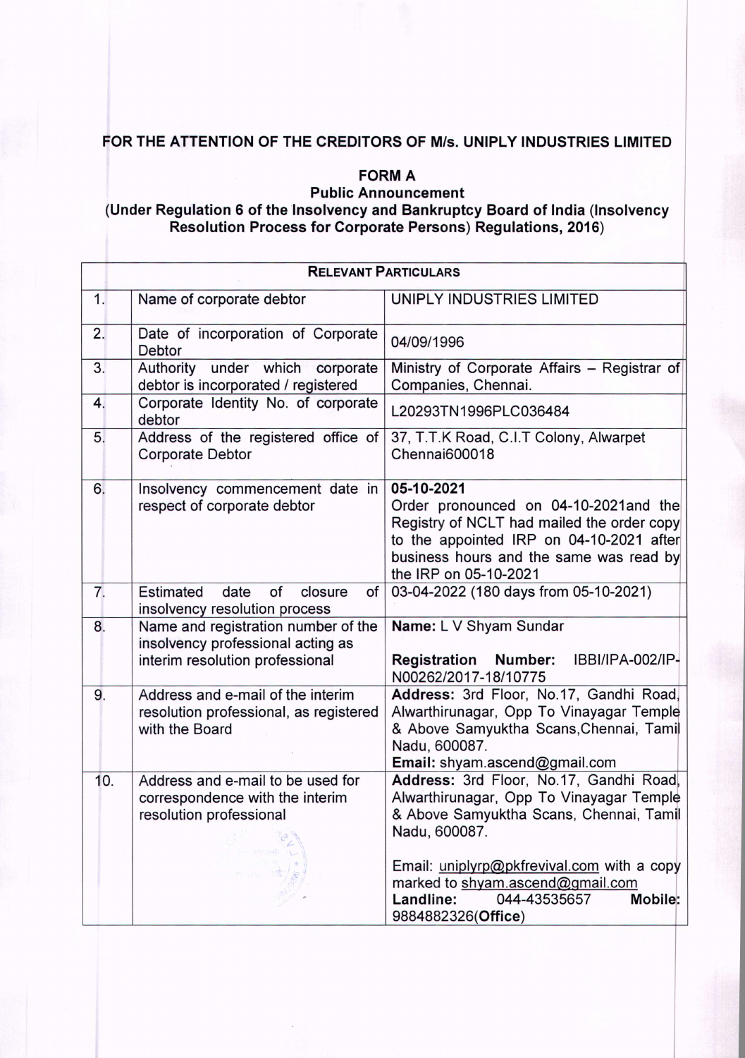## FOR THE ATTENTION OF THE CREDITORS OF M/s. UNIPLY INDUSTRIES LIMITED

### FORM A

### Public Announcement

### (Under Regulation 6 of the Insolvency and Bankruptcy Board of India (Insolvency Resolution Process for Corporate Persons) Regulations, 2016)

| RELEVANT PARTICULARS | | |
|---|---|---|
| 1. | Name of corporate debtor | UNIPLY INDUSTRIES LIMITED |
| 2. | Date of incorporation of Corporate Debtor | 04/09/1996 |
| 3. | Authority under which corporate debtor is incorporated / registered | Ministry of Corporate Affairs – Registrar of Companies, Chennai. |
| 4. | Corporate Identity No. of corporate debtor | L20293TN1996PLC036484 |
| 5. | Address of the registered office of Corporate Debtor | 37, T.T.K Road, C.I.T Colony, Alwarpet Chennai600018 |
| 6. | Insolvency commencement date in respect of corporate debtor | **05-10-2021**<br>Order pronounced on 04-10-2021and the Registry of NCLT had mailed the order copy to the appointed IRP on 04-10-2021 after business hours and the same was read by the IRP on 05-10-2021 |
| 7. | Estimated date of closure of insolvency resolution process | 03-04-2022 (180 days from 05-10-2021) |
| 8. | Name and registration number of the insolvency professional acting as interim resolution professional | **Name:** L V Shyam Sundar<br>**Registration Number:** IBBI/IPA-002/IP-N00262/2017-18/10775 |
| 9. | Address and e-mail of the interim resolution professional, as registered with the Board | **Address:** 3rd Floor, No.17, Gandhi Road, Alwarthirunagar, Opp To Vinayagar Temple & Above Samyuktha Scans,Chennai, Tamil Nadu, 600087.<br>**Email:** shyam.ascend@gmail.com |
| 10. | Address and e-mail to be used for correspondence with the interim resolution professional | **Address:** 3rd Floor, No.17, Gandhi Road, Alwarthirunagar, Opp To Vinayagar Temple & Above Samyuktha Scans, Chennai, Tamil Nadu, 600087.<br>Email: uniplyrp@pkfrevival.com with a copy marked to shyam.ascend@gmail.com<br>**Landline:** 044-43535657 **Mobile:** 9884882326(**Office**) |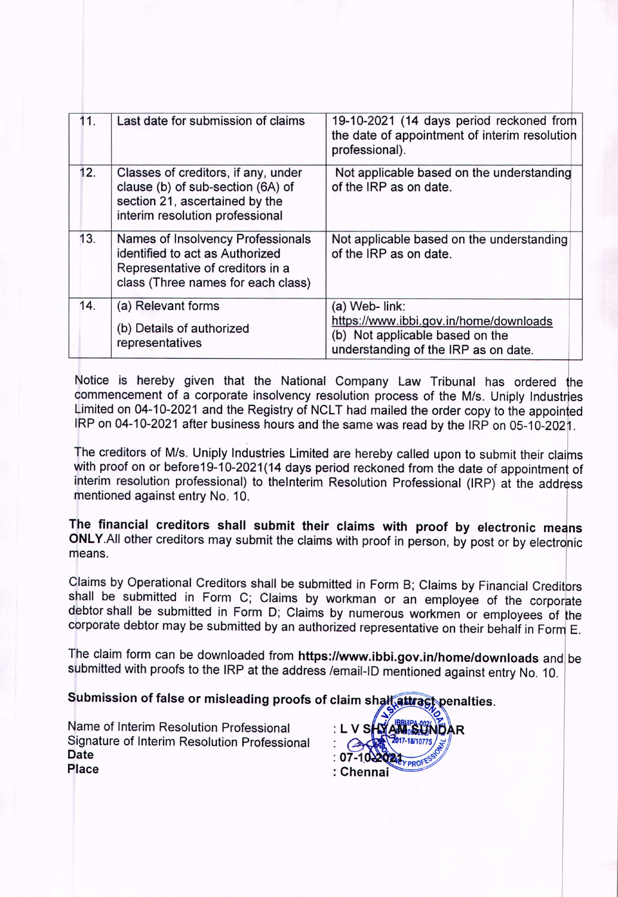| | | |
|---|---|---|
| 11. | Last date for submission of claims | 19-10-2021 (14 days period reckoned from the date of appointment of interim resolution professional). |
| 12. | Classes of creditors, if any, under clause (b) of sub-section (6A) of section 21, ascertained by the interim resolution professional | Not applicable based on the understanding of the IRP as on date. |
| 13. | Names of Insolvency Professionals identified to act as Authorized Representative of creditors in a class (Three names for each class) | Not applicable based on the understanding of the IRP as on date. |
| 14. | (a) Relevant forms<br>(b) Details of authorized representatives | (a) Web- link: https://www.ibbi.gov.in/home/downloads<br>(b) Not applicable based on the understanding of the IRP as on date. |

Notice is hereby given that the National Company Law Tribunal has ordered the commencement of a corporate insolvency resolution process of the M/s. Uniply Industries Limited on 04-10-2021 and the Registry of NCLT had mailed the order copy to the appointed IRP on 04-10-2021 after business hours and the same was read by the IRP on 05-10-2021.

The creditors of M/s. Uniply Industries Limited are hereby called upon to submit their claims with proof on or before19-10-2021(14 days period reckoned from the date of appointment of interim resolution professional) to theInterim Resolution Professional (IRP) at the address mentioned against entry No. 10.

**The financial creditors shall submit their claims with proof by electronic means ONLY**.All other creditors may submit the claims with proof in person, by post or by electronic means.

Claims by Operational Creditors shall be submitted in Form B; Claims by Financial Creditors shall be submitted in Form C; Claims by workman or an employee of the corporate debtor shall be submitted in Form D; Claims by numerous workmen or employees of the corporate debtor may be submitted by an authorized representative on their behalf in Form E.

The claim form can be downloaded from **https://www.ibbi.gov.in/home/downloads** and be submitted with proofs to the IRP at the address /email-ID mentioned against entry No. 10.

**Submission of false or misleading proofs of claim shall attract penalties.**

Name of Interim Resolution Professional : **L V SHYAM SUNDAR**
Signature of Interim Resolution Professional :
**Date** : **07-10-2021**
**Place** : **Chennai**